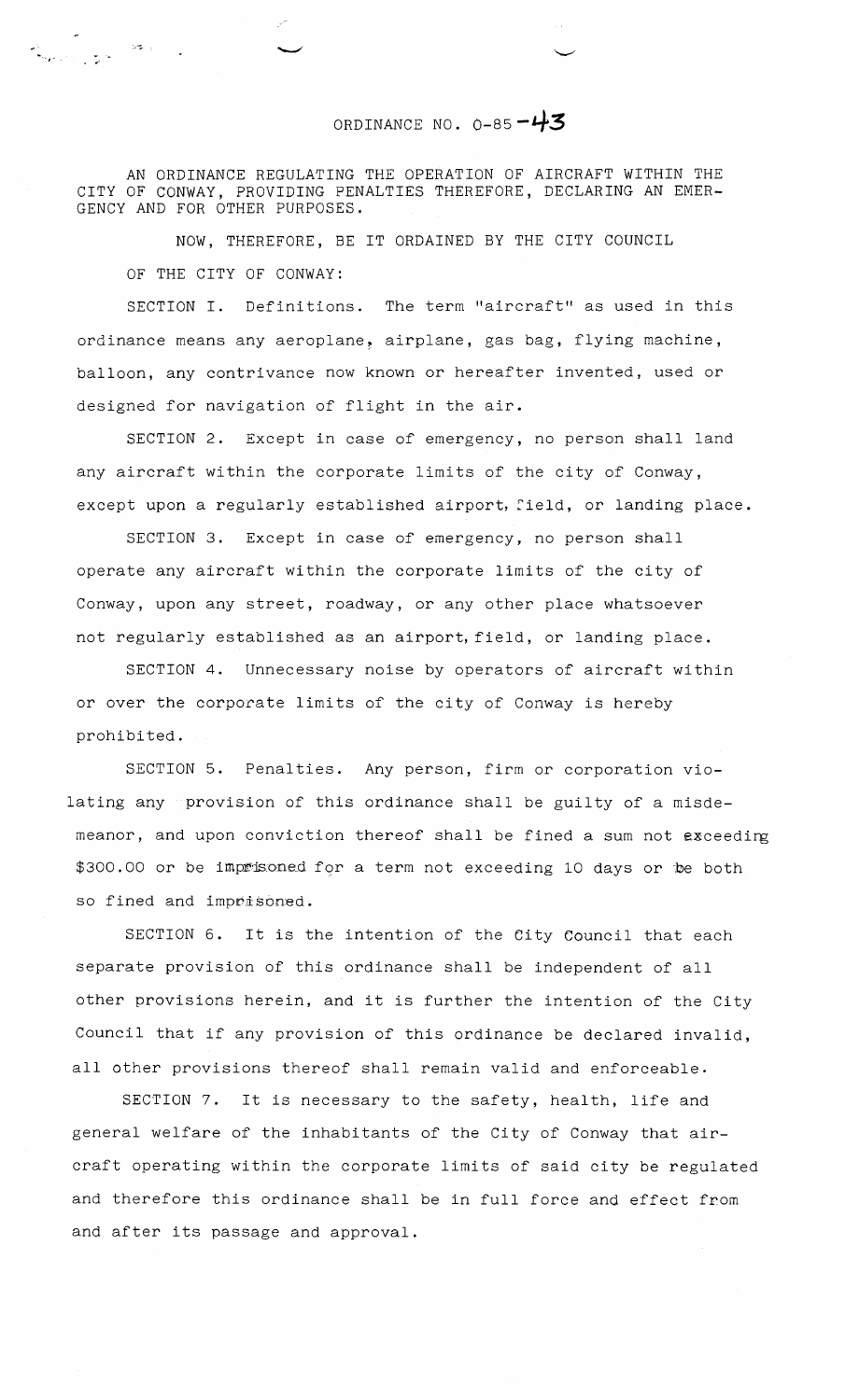# ORDINANCE NO. O-85-43

AN ORDINANCE REGULATING THE OPERATION OF AIRCRAFT WITHIN THE CITY OF CONWAY, PROVIDING PENALTIES THEREFORE, DECLARING AN EMERGENCY AND FOR OTHER PURPOSES.

NOW, THEREFORE, BE IT ORDAINED BY THE CITY COUNCIL OF THE CITY OF CONWAY:

SECTION I. Definitions. The term "aircraft" as used in this ordinance means any aeroplane, airplane, gas bag, flying machine, balloon, any contrivance now known or hereafter invented, used or designed for navigation of flight in the air.

SECTION 2. Except in case of emergency, no person shall land any aircraft within the corporate limits of the city of Conway, except upon a regularly established airport, field, or landing place.

SECTION 3. Except in case of emergency, no person shall operate any aircraft within the corporate limits of the city of Conway, upon any street, roadway, or any other place whatsoever not regularly established as an airport, field, or landing place.

SECTION 4. Unnecessary noise by operators of aircraft within or over the corporate limits of the city of Conway is hereby prohibited.

SECTION 5. Penalties. Any person, firm or corporation violating any provision of this ordinance shall be guilty of a misdemeanor, and upon conviction thereof shall be fined a sum not exceeding $300.00 or be imprisoned for a term not exceeding 10 days or be both so fined and imprisoned.

SECTION 6. It is the intention of the City Council that each separate provision of this ordinance shall be independent of all other provisions herein, and it is further the intention of the City Council that if any provision of this ordinance be declared invalid, all other provisions thereof shall remain valid and enforceable.

SECTION 7. It is necessary to the safety, health, life and general welfare of the inhabitants of the City of Conway that aircraft operating within the corporate limits of said city be regulated and therefore this ordinance shall be in full force and effect from and after its passage and approval.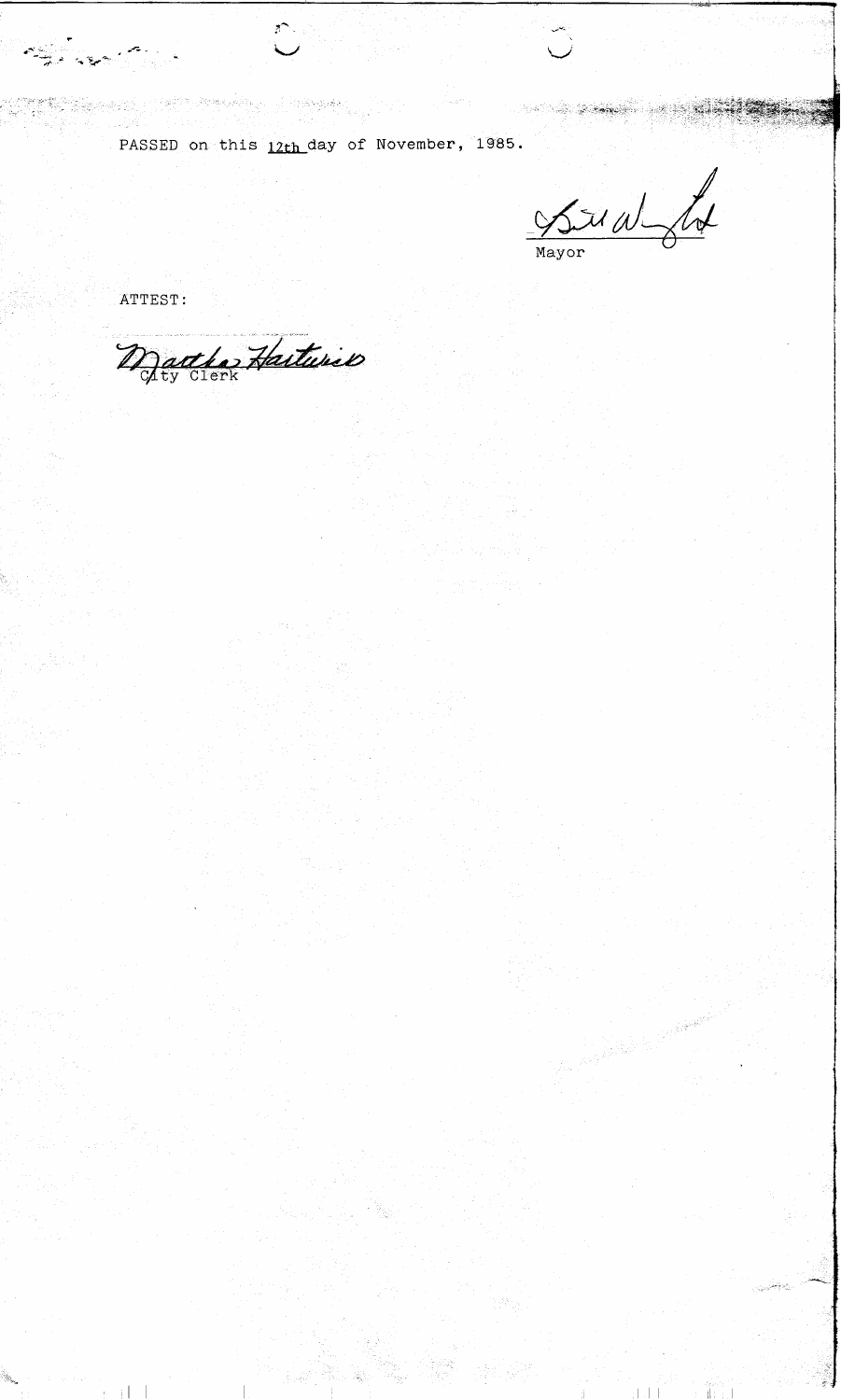PASSED on this 12th day of November, 1985.

Mayor

ATTEST:

Martha Hartwig
City Clerk